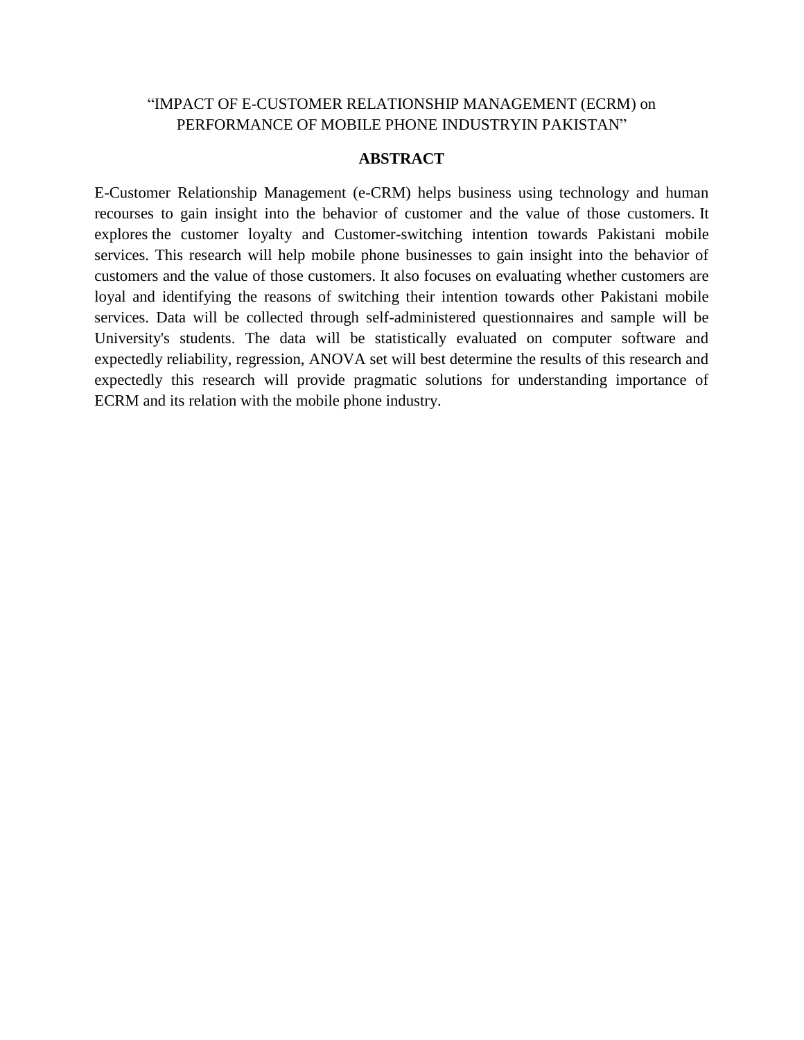# "IMPACT OF E-CUSTOMER RELATIONSHIP MANAGEMENT (ECRM) on PERFORMANCE OF MOBILE PHONE INDUSTRYIN PAKISTAN"

## ABSTRACT

E-Customer Relationship Management (e-CRM) helps business using technology and human recourses to gain insight into the behavior of customer and the value of those customers. It explores the customer loyalty and Customer-switching intention towards Pakistani mobile services. This research will help mobile phone businesses to gain insight into the behavior of customers and the value of those customers. It also focuses on evaluating whether customers are loyal and identifying the reasons of switching their intention towards other Pakistani mobile services. Data will be collected through self-administered questionnaires and sample will be University's students. The data will be statistically evaluated on computer software and expectedly reliability, regression, ANOVA set will best determine the results of this research and expectedly this research will provide pragmatic solutions for understanding importance of ECRM and its relation with the mobile phone industry.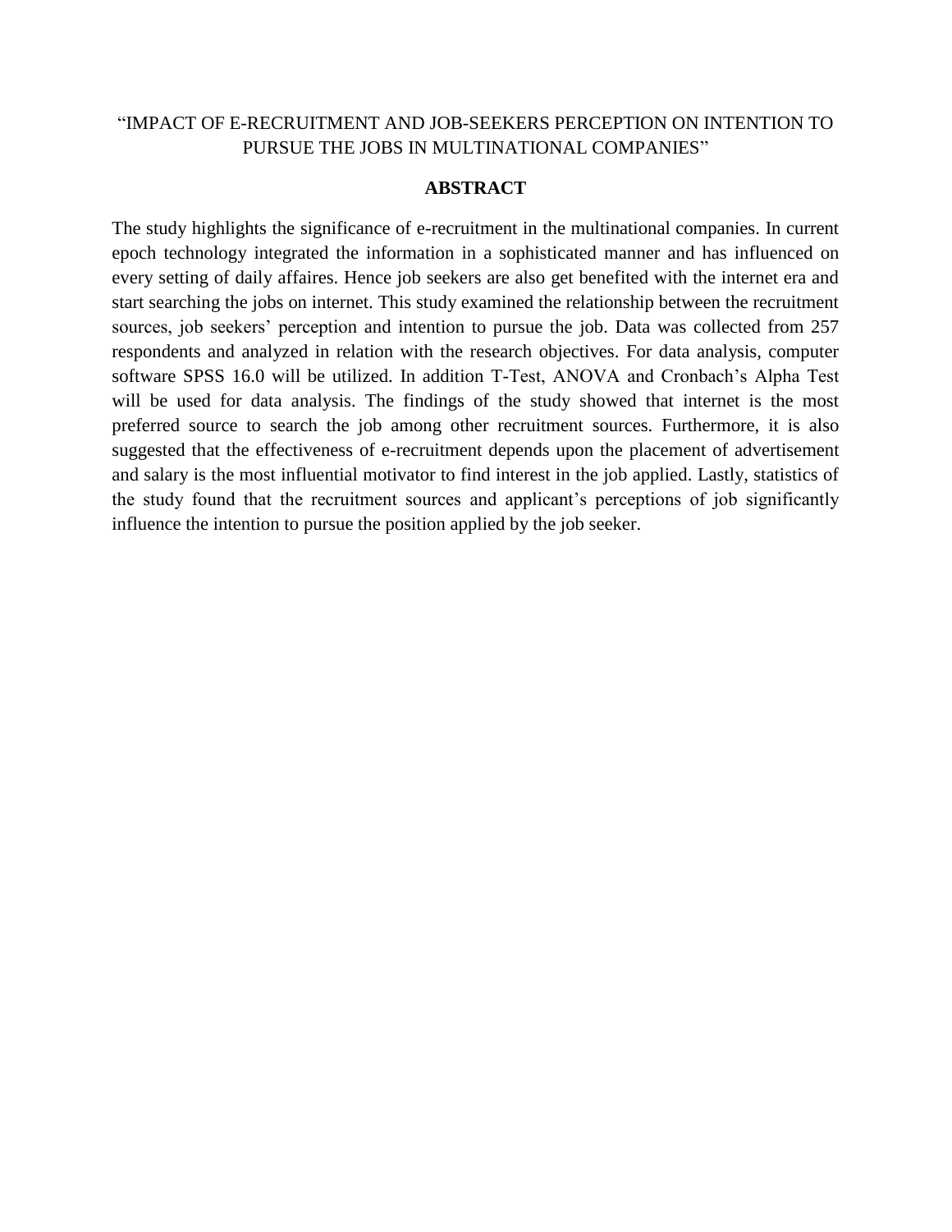“IMPACT OF E-RECRUITMENT AND JOB-SEEKERS PERCEPTION ON INTENTION TO PURSUE THE JOBS IN MULTINATIONAL COMPANIES”

## ABSTRACT

The study highlights the significance of e-recruitment in the multinational companies. In current epoch technology integrated the information in a sophisticated manner and has influenced on every setting of daily affaires. Hence job seekers are also get benefited with the internet era and start searching the jobs on internet. This study examined the relationship between the recruitment sources, job seekers’ perception and intention to pursue the job. Data was collected from 257 respondents and analyzed in relation with the research objectives. For data analysis, computer software SPSS 16.0 will be utilized. In addition T-Test, ANOVA and Cronbach’s Alpha Test will be used for data analysis. The findings of the study showed that internet is the most preferred source to search the job among other recruitment sources. Furthermore, it is also suggested that the effectiveness of e-recruitment depends upon the placement of advertisement and salary is the most influential motivator to find interest in the job applied. Lastly, statistics of the study found that the recruitment sources and applicant’s perceptions of job significantly influence the intention to pursue the position applied by the job seeker.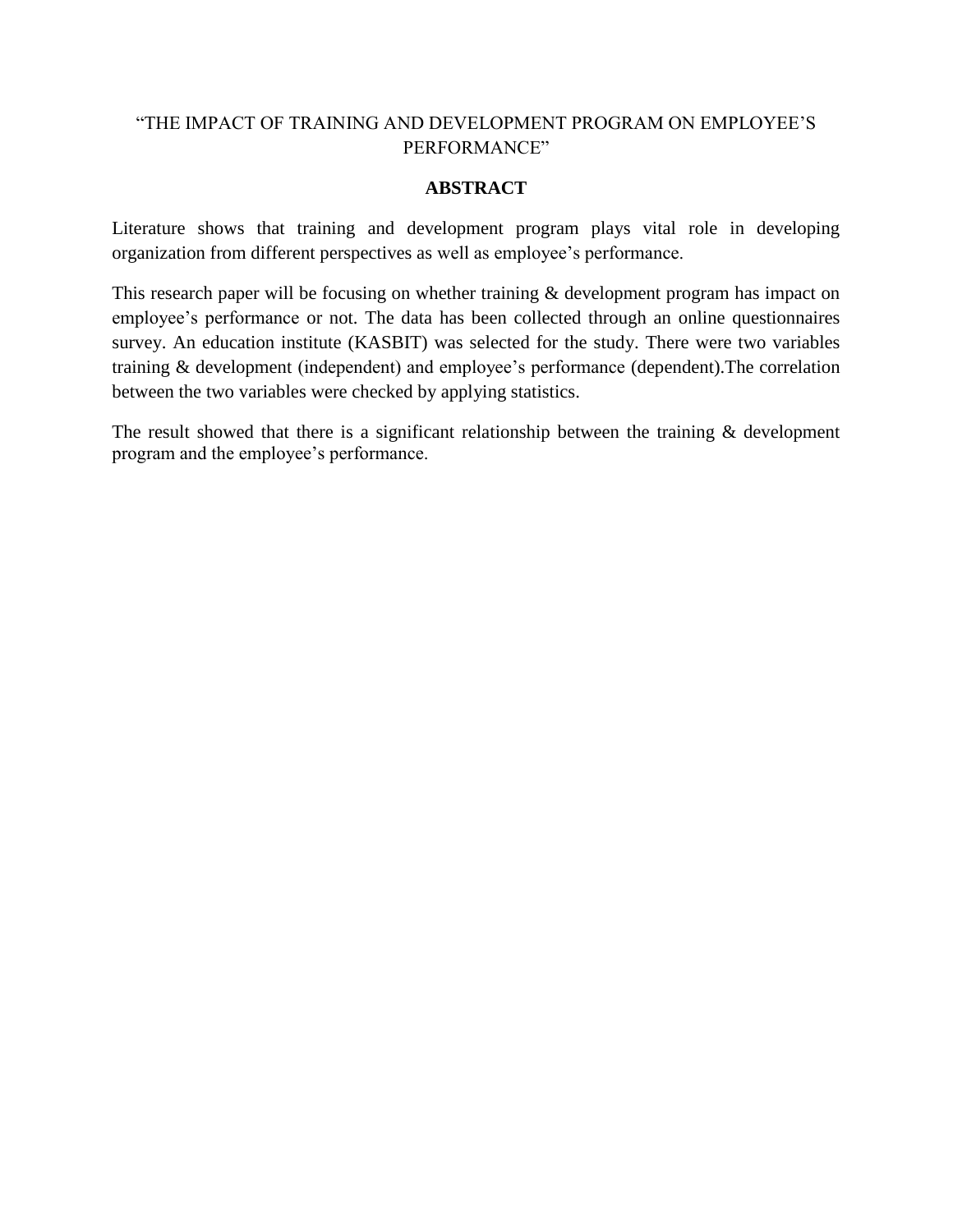# "THE IMPACT OF TRAINING AND DEVELOPMENT PROGRAM ON EMPLOYEE'S PERFORMANCE"

## ABSTRACT

Literature shows that training and development program plays vital role in developing organization from different perspectives as well as employee's performance.

This research paper will be focusing on whether training & development program has impact on employee's performance or not. The data has been collected through an online questionnaires survey. An education institute (KASBIT) was selected for the study. There were two variables training & development (independent) and employee's performance (dependent).The correlation between the two variables were checked by applying statistics.

The result showed that there is a significant relationship between the training & development program and the employee's performance.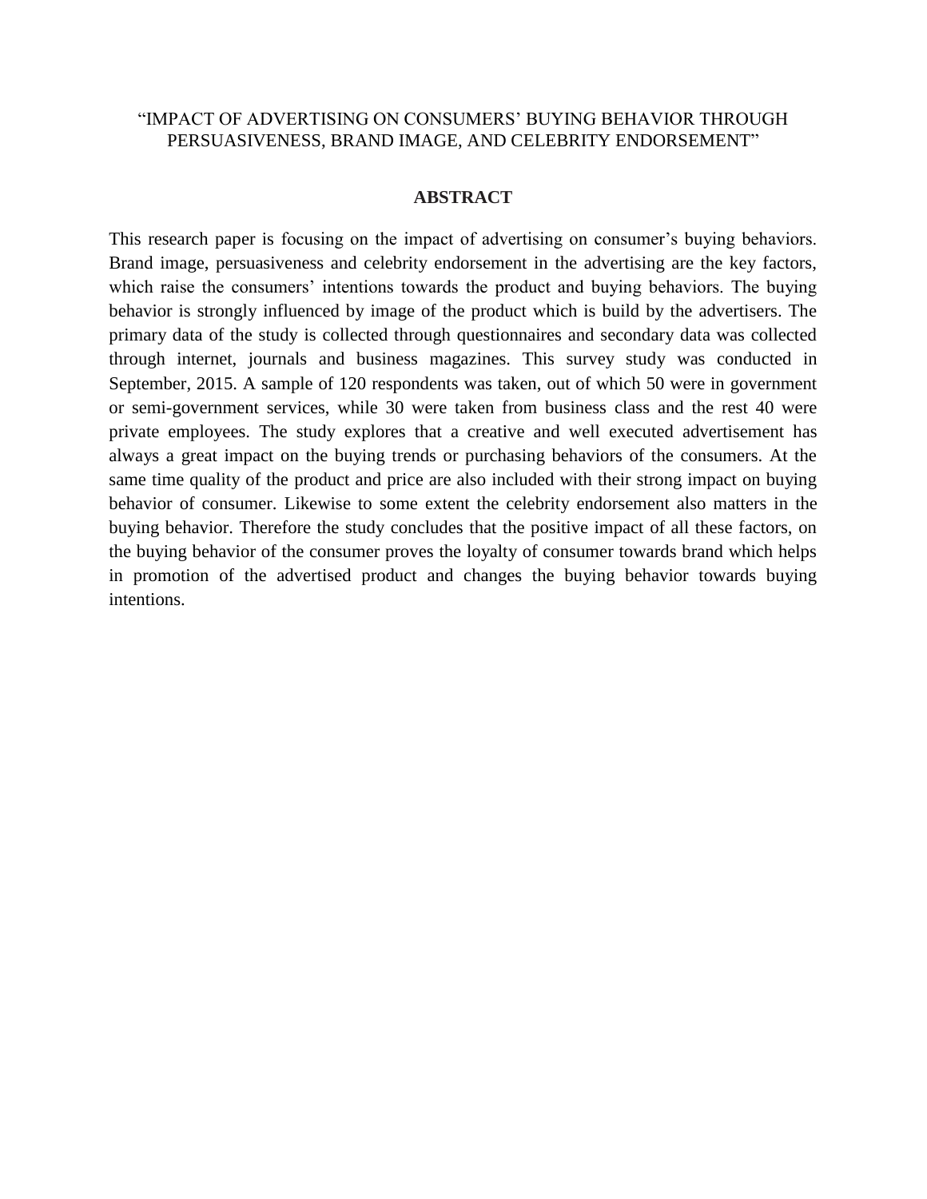“IMPACT OF ADVERTISING ON CONSUMERS’ BUYING BEHAVIOR THROUGH PERSUASIVENESS, BRAND IMAGE, AND CELEBRITY ENDORSEMENT”

## ABSTRACT

This research paper is focusing on the impact of advertising on consumer’s buying behaviors. Brand image, persuasiveness and celebrity endorsement in the advertising are the key factors, which raise the consumers’ intentions towards the product and buying behaviors. The buying behavior is strongly influenced by image of the product which is build by the advertisers. The primary data of the study is collected through questionnaires and secondary data was collected through internet, journals and business magazines. This survey study was conducted in September, 2015. A sample of 120 respondents was taken, out of which 50 were in government or semi-government services, while 30 were taken from business class and the rest 40 were private employees. The study explores that a creative and well executed advertisement has always a great impact on the buying trends or purchasing behaviors of the consumers. At the same time quality of the product and price are also included with their strong impact on buying behavior of consumer. Likewise to some extent the celebrity endorsement also matters in the buying behavior. Therefore the study concludes that the positive impact of all these factors, on the buying behavior of the consumer proves the loyalty of consumer towards brand which helps in promotion of the advertised product and changes the buying behavior towards buying intentions.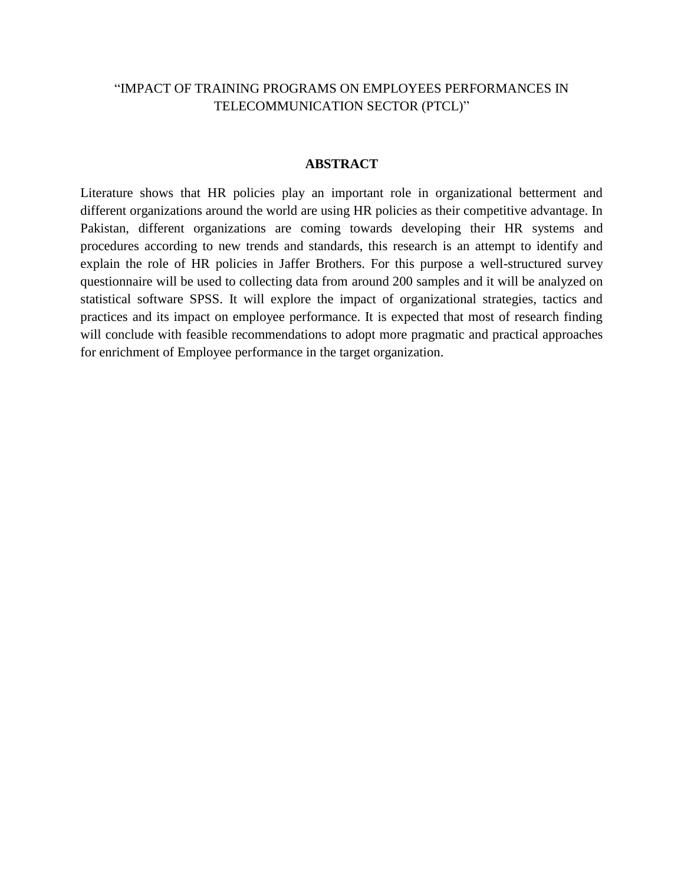“IMPACT OF TRAINING PROGRAMS ON EMPLOYEES PERFORMANCES IN TELECOMMUNICATION SECTOR (PTCL)”

## ABSTRACT

Literature shows that HR policies play an important role in organizational betterment and different organizations around the world are using HR policies as their competitive advantage. In Pakistan, different organizations are coming towards developing their HR systems and procedures according to new trends and standards, this research is an attempt to identify and explain the role of HR policies in Jaffer Brothers. For this purpose a well-structured survey questionnaire will be used to collecting data from around 200 samples and it will be analyzed on statistical software SPSS. It will explore the impact of organizational strategies, tactics and practices and its impact on employee performance. It is expected that most of research finding will conclude with feasible recommendations to adopt more pragmatic and practical approaches for enrichment of Employee performance in the target organization.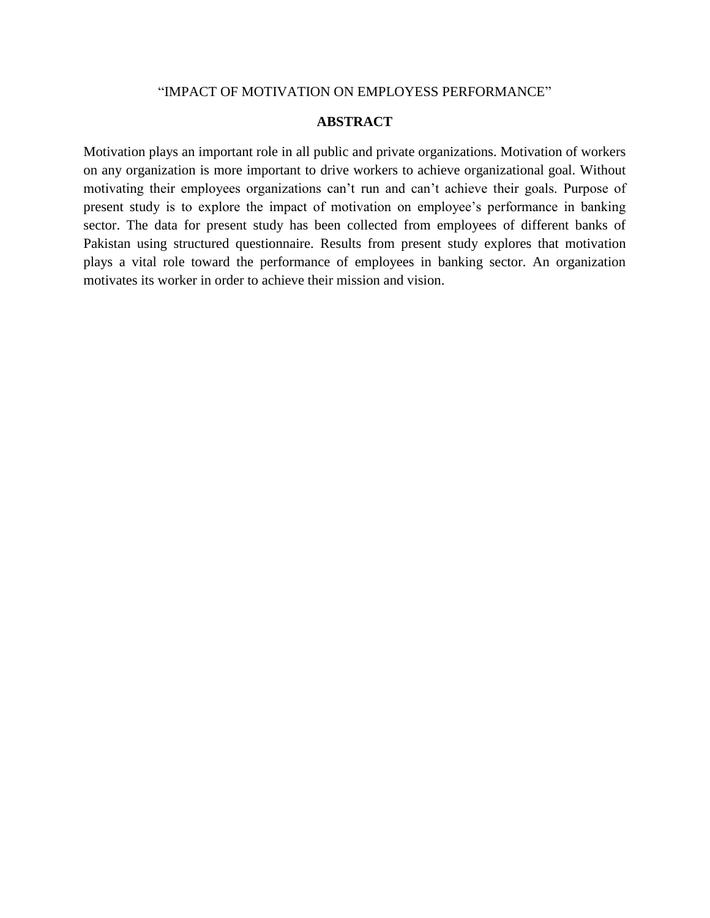“IMPACT OF MOTIVATION ON EMPLOYESS PERFORMANCE”

## ABSTRACT

Motivation plays an important role in all public and private organizations. Motivation of workers on any organization is more important to drive workers to achieve organizational goal. Without motivating their employees organizations can’t run and can’t achieve their goals. Purpose of present study is to explore the impact of motivation on employee’s performance in banking sector. The data for present study has been collected from employees of different banks of Pakistan using structured questionnaire. Results from present study explores that motivation plays a vital role toward the performance of employees in banking sector. An organization motivates its worker in order to achieve their mission and vision.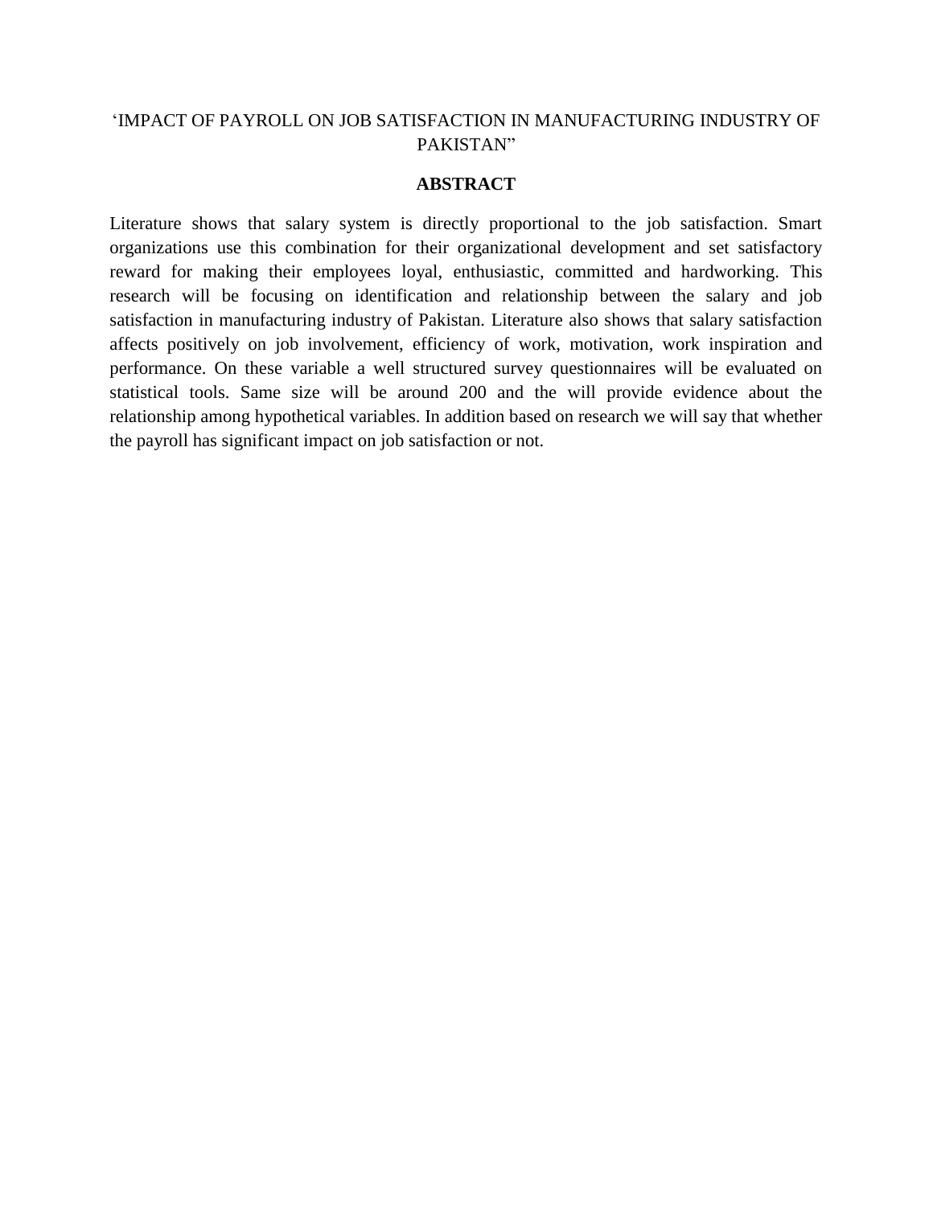‘IMPACT OF PAYROLL ON JOB SATISFACTION IN MANUFACTURING INDUSTRY OF PAKISTAN”

**ABSTRACT**

Literature shows that salary system is directly proportional to the job satisfaction. Smart organizations use this combination for their organizational development and set satisfactory reward for making their employees loyal, enthusiastic, committed and hardworking. This research will be focusing on identification and relationship between the salary and job satisfaction in manufacturing industry of Pakistan. Literature also shows that salary satisfaction affects positively on job involvement, efficiency of work, motivation, work inspiration and performance. On these variable a well structured survey questionnaires will be evaluated on statistical tools. Same size will be around 200 and the will provide evidence about the relationship among hypothetical variables. In addition based on research we will say that whether the payroll has significant impact on job satisfaction or not.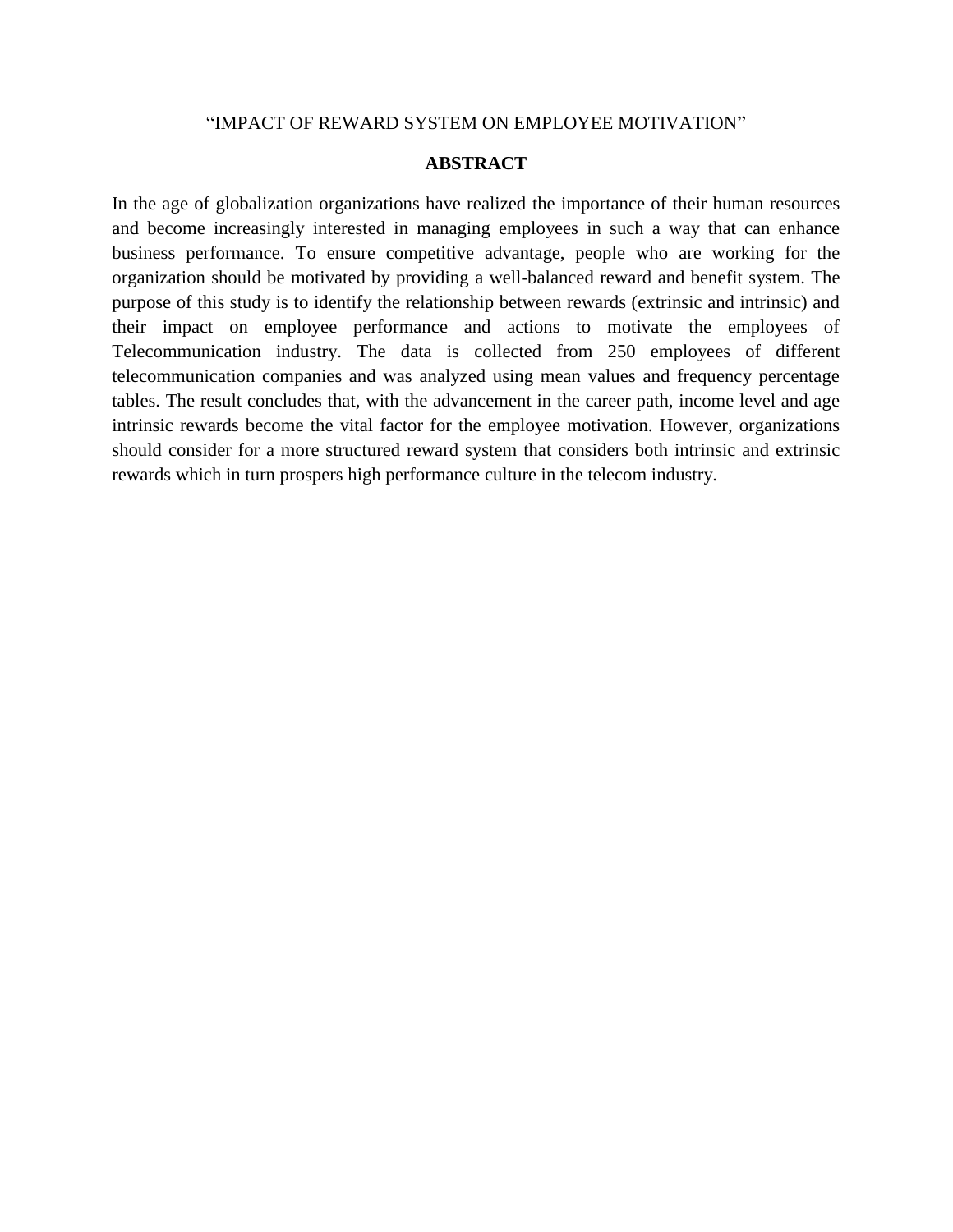“IMPACT OF REWARD SYSTEM ON EMPLOYEE MOTIVATION”

## ABSTRACT

In the age of globalization organizations have realized the importance of their human resources and become increasingly interested in managing employees in such a way that can enhance business performance. To ensure competitive advantage, people who are working for the organization should be motivated by providing a well-balanced reward and benefit system. The purpose of this study is to identify the relationship between rewards (extrinsic and intrinsic) and their impact on employee performance and actions to motivate the employees of Telecommunication industry. The data is collected from 250 employees of different telecommunication companies and was analyzed using mean values and frequency percentage tables. The result concludes that, with the advancement in the career path, income level and age intrinsic rewards become the vital factor for the employee motivation. However, organizations should consider for a more structured reward system that considers both intrinsic and extrinsic rewards which in turn prospers high performance culture in the telecom industry.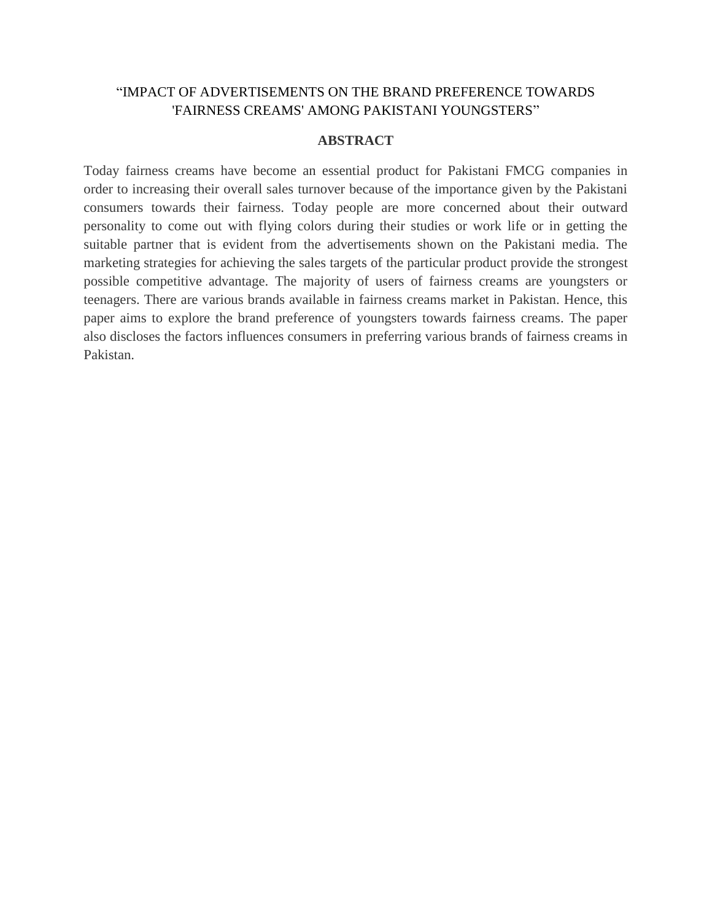# "IMPACT OF ADVERTISEMENTS ON THE BRAND PREFERENCE TOWARDS 'FAIRNESS CREAMS' AMONG PAKISTANI YOUNGSTERS"

## ABSTRACT

Today fairness creams have become an essential product for Pakistani FMCG companies in order to increasing their overall sales turnover because of the importance given by the Pakistani consumers towards their fairness. Today people are more concerned about their outward personality to come out with flying colors during their studies or work life or in getting the suitable partner that is evident from the advertisements shown on the Pakistani media. The marketing strategies for achieving the sales targets of the particular product provide the strongest possible competitive advantage. The majority of users of fairness creams are youngsters or teenagers. There are various brands available in fairness creams market in Pakistan. Hence, this paper aims to explore the brand preference of youngsters towards fairness creams. The paper also discloses the factors influences consumers in preferring various brands of fairness creams in Pakistan.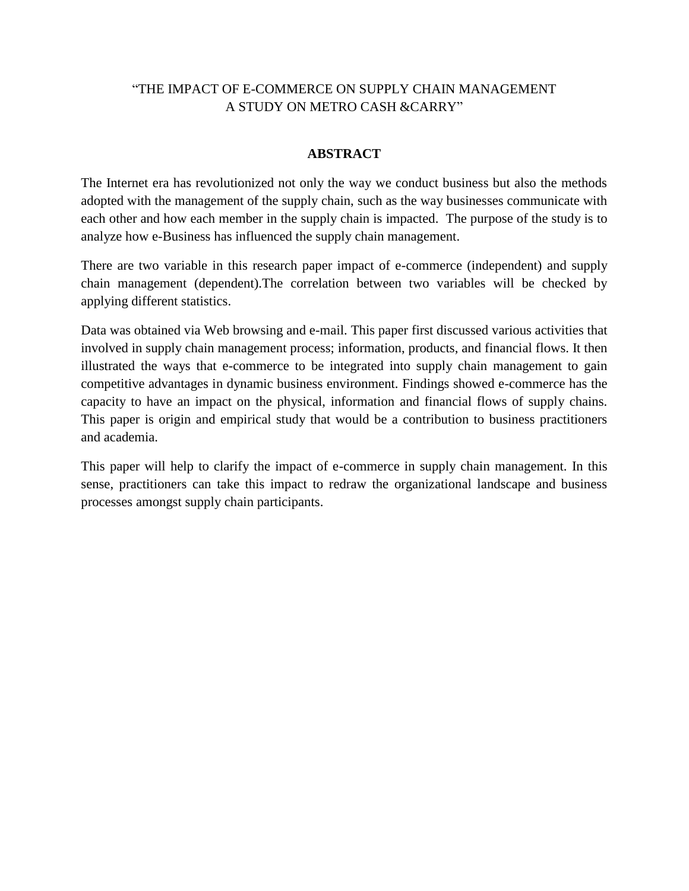"THE IMPACT OF E-COMMERCE ON SUPPLY CHAIN MANAGEMENT
A STUDY ON METRO CASH &CARRY"

## ABSTRACT

The Internet era has revolutionized not only the way we conduct business but also the methods adopted with the management of the supply chain, such as the way businesses communicate with each other and how each member in the supply chain is impacted. The purpose of the study is to analyze how e-Business has influenced the supply chain management.

There are two variable in this research paper impact of e-commerce (independent) and supply chain management (dependent).The correlation between two variables will be checked by applying different statistics.

Data was obtained via Web browsing and e-mail. This paper first discussed various activities that involved in supply chain management process; information, products, and financial flows. It then illustrated the ways that e-commerce to be integrated into supply chain management to gain competitive advantages in dynamic business environment. Findings showed e-commerce has the capacity to have an impact on the physical, information and financial flows of supply chains. This paper is origin and empirical study that would be a contribution to business practitioners and academia.

This paper will help to clarify the impact of e-commerce in supply chain management. In this sense, practitioners can take this impact to redraw the organizational landscape and business processes amongst supply chain participants.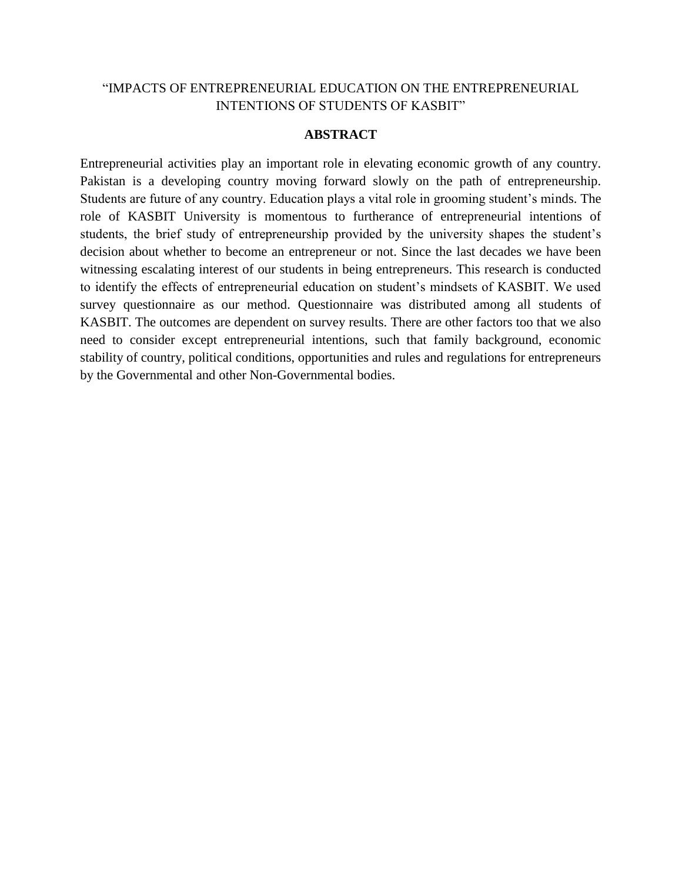# "IMPACTS OF ENTREPRENEURIAL EDUCATION ON THE ENTREPRENEURIAL INTENTIONS OF STUDENTS OF KASBIT"

## ABSTRACT

Entrepreneurial activities play an important role in elevating economic growth of any country. Pakistan is a developing country moving forward slowly on the path of entrepreneurship. Students are future of any country. Education plays a vital role in grooming student's minds. The role of KASBIT University is momentous to furtherance of entrepreneurial intentions of students, the brief study of entrepreneurship provided by the university shapes the student's decision about whether to become an entrepreneur or not. Since the last decades we have been witnessing escalating interest of our students in being entrepreneurs. This research is conducted to identify the effects of entrepreneurial education on student's mindsets of KASBIT. We used survey questionnaire as our method. Questionnaire was distributed among all students of KASBIT. The outcomes are dependent on survey results. There are other factors too that we also need to consider except entrepreneurial intentions, such that family background, economic stability of country, political conditions, opportunities and rules and regulations for entrepreneurs by the Governmental and other Non-Governmental bodies.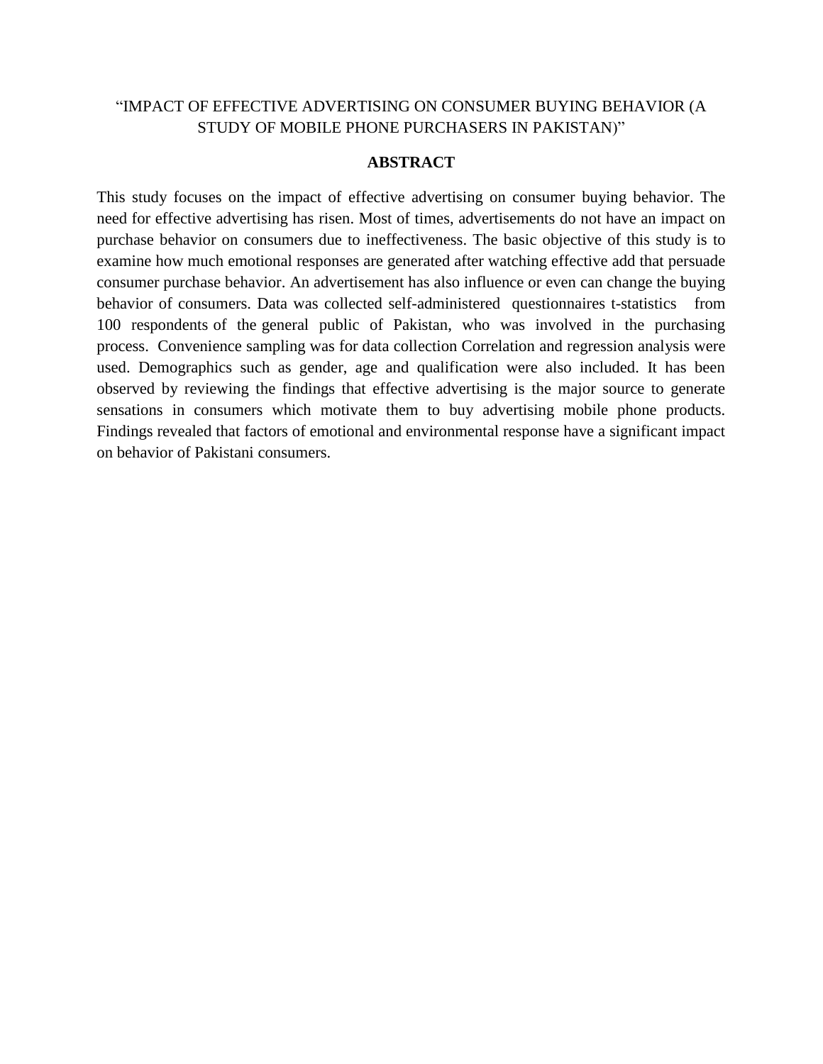“IMPACT OF EFFECTIVE ADVERTISING ON CONSUMER BUYING BEHAVIOR (A STUDY OF MOBILE PHONE PURCHASERS IN PAKISTAN)”

**ABSTRACT**

This study focuses on the impact of effective advertising on consumer buying behavior. The need for effective advertising has risen. Most of times, advertisements do not have an impact on purchase behavior on consumers due to ineffectiveness. The basic objective of this study is to examine how much emotional responses are generated after watching effective add that persuade consumer purchase behavior. An advertisement has also influence or even can change the buying behavior of consumers. Data was collected self-administered questionnaires t-statistics from 100 respondents of the general public of Pakistan, who was involved in the purchasing process. Convenience sampling was for data collection Correlation and regression analysis were used. Demographics such as gender, age and qualification were also included. It has been observed by reviewing the findings that effective advertising is the major source to generate sensations in consumers which motivate them to buy advertising mobile phone products. Findings revealed that factors of emotional and environmental response have a significant impact on behavior of Pakistani consumers.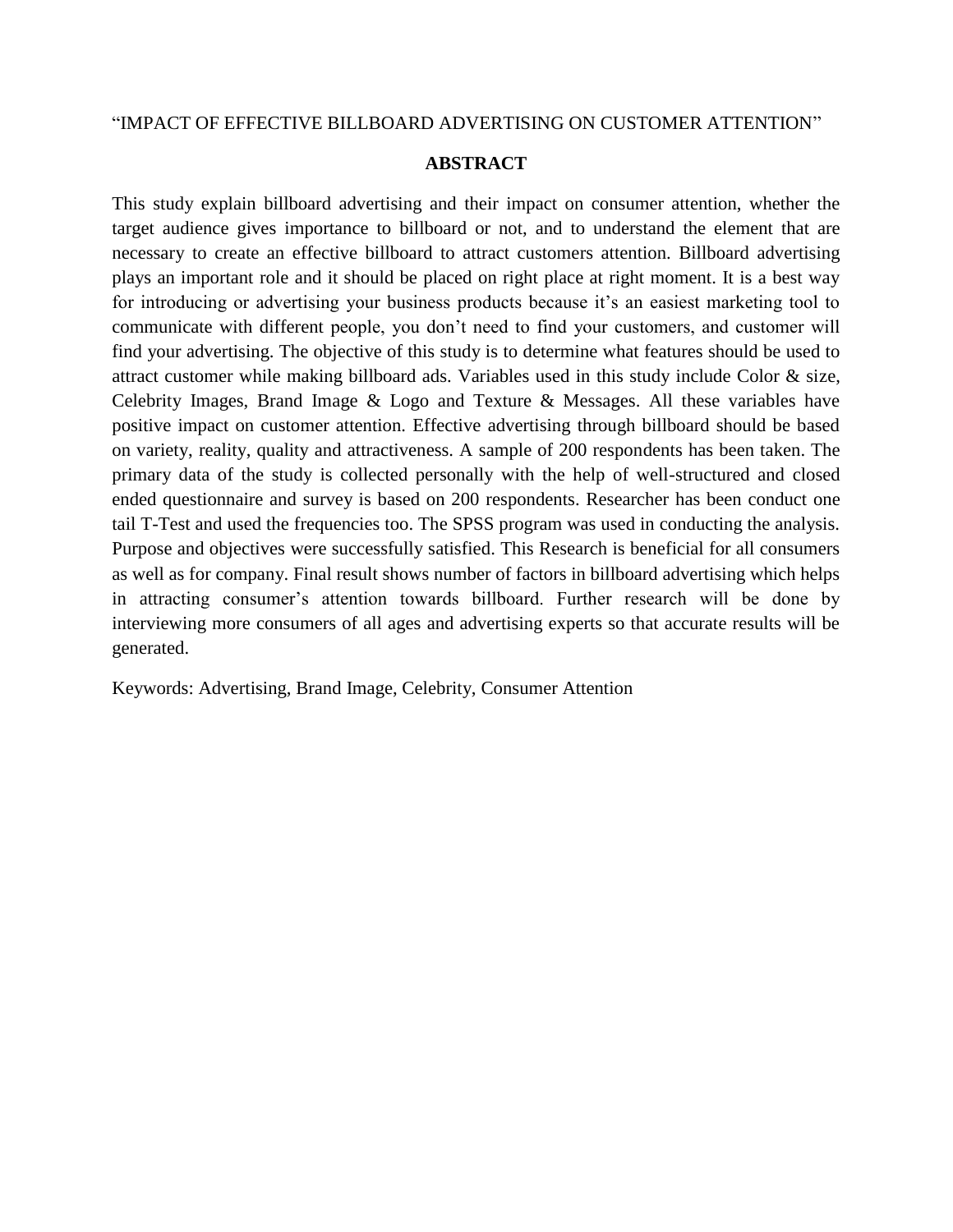“IMPACT OF EFFECTIVE BILLBOARD ADVERTISING ON CUSTOMER ATTENTION”

## ABSTRACT

This study explain billboard advertising and their impact on consumer attention, whether the target audience gives importance to billboard or not, and to understand the element that are necessary to create an effective billboard to attract customers attention. Billboard advertising plays an important role and it should be placed on right place at right moment. It is a best way for introducing or advertising your business products because it’s an easiest marketing tool to communicate with different people, you don’t need to find your customers, and customer will find your advertising. The objective of this study is to determine what features should be used to attract customer while making billboard ads. Variables used in this study include Color & size, Celebrity Images, Brand Image & Logo and Texture & Messages. All these variables have positive impact on customer attention. Effective advertising through billboard should be based on variety, reality, quality and attractiveness. A sample of 200 respondents has been taken. The primary data of the study is collected personally with the help of well-structured and closed ended questionnaire and survey is based on 200 respondents. Researcher has been conduct one tail T-Test and used the frequencies too. The SPSS program was used in conducting the analysis. Purpose and objectives were successfully satisfied. This Research is beneficial for all consumers as well as for company. Final result shows number of factors in billboard advertising which helps in attracting consumer’s attention towards billboard. Further research will be done by interviewing more consumers of all ages and advertising experts so that accurate results will be generated.

Keywords: Advertising, Brand Image, Celebrity, Consumer Attention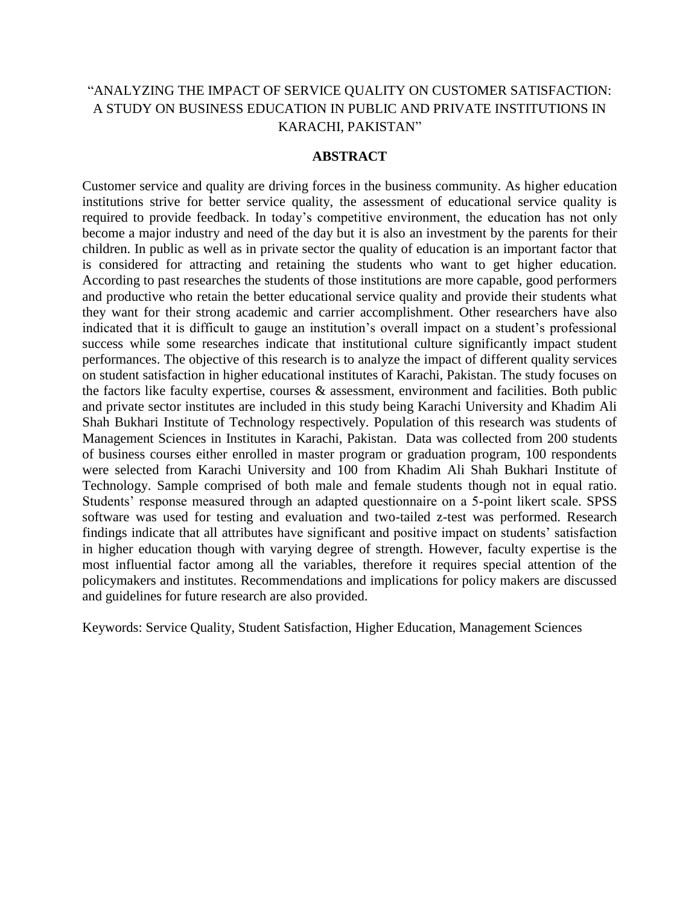# "ANALYZING THE IMPACT OF SERVICE QUALITY ON CUSTOMER SATISFACTION: A STUDY ON BUSINESS EDUCATION IN PUBLIC AND PRIVATE INSTITUTIONS IN KARACHI, PAKISTAN"

## ABSTRACT

Customer service and quality are driving forces in the business community. As higher education institutions strive for better service quality, the assessment of educational service quality is required to provide feedback. In today's competitive environment, the education has not only become a major industry and need of the day but it is also an investment by the parents for their children. In public as well as in private sector the quality of education is an important factor that is considered for attracting and retaining the students who want to get higher education. According to past researches the students of those institutions are more capable, good performers and productive who retain the better educational service quality and provide their students what they want for their strong academic and carrier accomplishment. Other researchers have also indicated that it is difficult to gauge an institution's overall impact on a student's professional success while some researches indicate that institutional culture significantly impact student performances. The objective of this research is to analyze the impact of different quality services on student satisfaction in higher educational institutes of Karachi, Pakistan. The study focuses on the factors like faculty expertise, courses & assessment, environment and facilities. Both public and private sector institutes are included in this study being Karachi University and Khadim Ali Shah Bukhari Institute of Technology respectively. Population of this research was students of Management Sciences in Institutes in Karachi, Pakistan. Data was collected from 200 students of business courses either enrolled in master program or graduation program, 100 respondents were selected from Karachi University and 100 from Khadim Ali Shah Bukhari Institute of Technology. Sample comprised of both male and female students though not in equal ratio. Students' response measured through an adapted questionnaire on a 5-point likert scale. SPSS software was used for testing and evaluation and two-tailed z-test was performed. Research findings indicate that all attributes have significant and positive impact on students' satisfaction in higher education though with varying degree of strength. However, faculty expertise is the most influential factor among all the variables, therefore it requires special attention of the policymakers and institutes. Recommendations and implications for policy makers are discussed and guidelines for future research are also provided.

Keywords: Service Quality, Student Satisfaction, Higher Education, Management Sciences